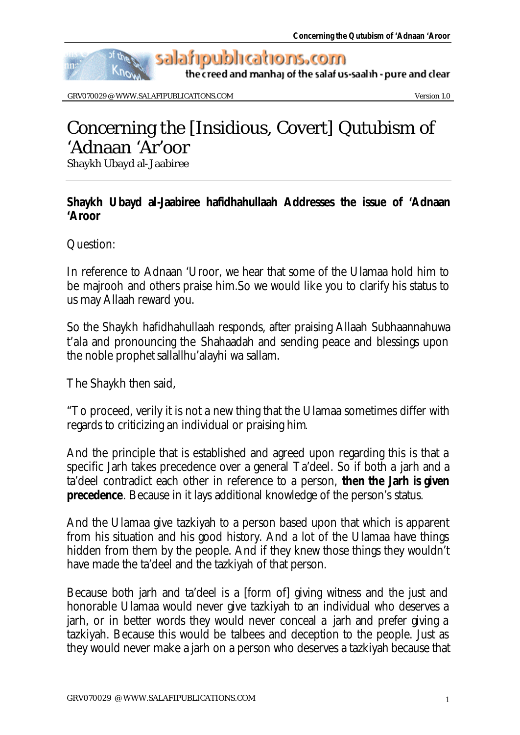# Concerning the [Insidious, Covert] Qutubism of 'Adnaan 'Ar'oor

Shaykh Ubayd al-Jaabiree

**Shaykh Ubayd al-Jaabiree hafidhahullaah Addresses the issue of 'Adnaan 'Aroor**

Question:

In reference to Adnaan 'Uroor, we hear that some of the Ulamaa hold him to be majrooh and others praise him.So we would like you to clarify his status to us may Allaah reward you.

So the Shaykh hafidhahullaah responds, after praising Allaah Subhaannahuwa t'ala and pronouncing the Shahaadah and sending peace and blessings upon the noble prophet sallallhu'alayhi wa sallam.

The Shaykh then said,

"To proceed, verily it is not a new thing that the Ulamaa sometimes differ with regards to criticizing an individual or praising him.

And the principle that is established and agreed upon regarding this is that a specific Jarh takes precedence over a general Ta'deel. So if both a jarh and a ta'deel contradict each other in reference to a person, **then the Jarh is given precedence**. Because in it lays additional knowledge of the person's status.

And the Ulamaa give tazkiyah to a person based upon that which is apparent from his situation and his good history. And a lot of the Ulamaa have things hidden from them by the people. And if they knew those things they wouldn't have made the ta'deel and the tazkiyah of that person.

Because both jarh and ta'deel is a [form of] giving witness and the just and honorable Ulamaa would never give tazkiyah to an individual who deserves a jarh, or in better words they would never conceal a jarh and prefer giving a tazkiyah. Because this would be talbees and deception to the people. Just as they would never make a jarh on a person who deserves a tazkiyah because that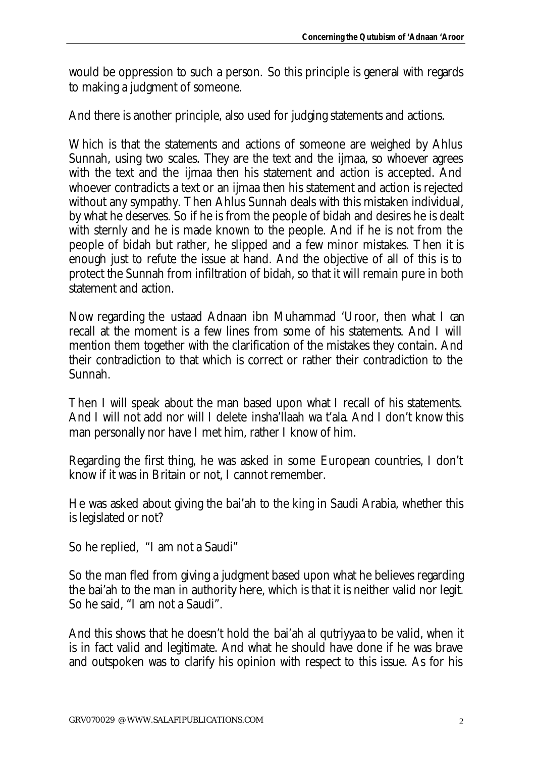would be oppression to such a person. So this principle is general with regards to making a judgment of someone.

And there is another principle, also used for judging statements and actions.

Which is that the statements and actions of someone are weighed by Ahlus Sunnah, using two scales. They are the text and the ijmaa, so whoever agrees with the text and the ijmaa then his statement and action is accepted. And whoever contradicts a text or an ijmaa then his statement and action is rejected without any sympathy. Then Ahlus Sunnah deals with this mistaken individual, by what he deserves. So if he is from the people of bidah and desires he is dealt with sternly and he is made known to the people. And if he is not from the people of bidah but rather, he slipped and a few minor mistakes. Then it is enough just to refute the issue at hand. And the objective of all of this is to protect the Sunnah from infiltration of bidah, so that it will remain pure in both statement and action.

Now regarding the ustaad Adnaan ibn Muhammad 'Uroor, then what I can recall at the moment is a few lines from some of his statements. And I will mention them together with the clarification of the mistakes they contain. And their contradiction to that which is correct or rather their contradiction to the Sunnah.

Then I will speak about the man based upon what I recall of his statements. And I will not add nor will I delete insha'llaah wa t'ala. And I don't know this man personally nor have I met him, rather I know of him.

Regarding the first thing, he was asked in some European countries, I don't know if it was in Britain or not, I cannot remember.

He was asked about giving the bai'ah to the king in Saudi Arabia, whether this is legislated or not?

So he replied, "I am not a Saudi"

So the man fled from giving a judgment based upon what he believes regarding the bai'ah to the man in authority here, which is that it is neither valid nor legit. So he said, "I am not a Saudi".

And this shows that he doesn't hold the bai'ah al qutriyyaa to be valid, when it is in fact valid and legitimate. And what he should have done if he was brave and outspoken was to clarify his opinion with respect to this issue. As for his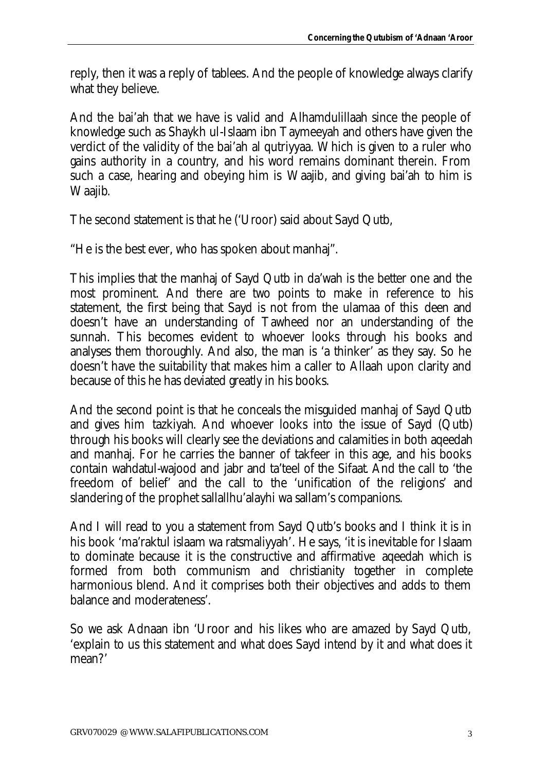reply, then it was a reply of tablees. And the people of knowledge always clarify what they believe.

And the bai'ah that we have is valid and Alhamdulillaah since the people of knowledge such as Shaykh ul-Islaam ibn Taymeeyah and others have given the verdict of the validity of the bai'ah al qutriyyaa. Which is given to a ruler who gains authority in a country, and his word remains dominant therein. From such a case, hearing and obeying him is Waajib, and giving bai'ah to him is Waajib.

The second statement is that he ('Uroor) said about Sayd Qutb,

"He is the best ever, who has spoken about manhaj".

This implies that the manhaj of Sayd Qutb in da'wah is the better one and the most prominent. And there are two points to make in reference to his statement, the first being that Sayd is not from the ulamaa of this deen and doesn't have an understanding of Tawheed nor an understanding of the sunnah. This becomes evident to whoever looks through his books and analyses them thoroughly. And also, the man is 'a thinker' as they say. So he doesn't have the suitability that makes him a caller to Allaah upon clarity and because of this he has deviated greatly in his books.

And the second point is that he conceals the misguided manhaj of Sayd Qutb and gives him tazkiyah. And whoever looks into the issue of Sayd (Qutb) through his books will clearly see the deviations and calamities in both aqeedah and manhaj. For he carries the banner of takfeer in this age, and his books contain wahdatul-wajood and jabr and ta'teel of the Sifaat. And the call to 'the freedom of belief' and the call to the 'unification of the religions' and slandering of the prophet sallallhu'alayhi wa sallam's companions.

And I will read to you a statement from Sayd Qutb's books and I think it is in his book 'ma'raktul islaam wa ratsmaliyyah'. He says, 'it is inevitable for Islaam to dominate because it is the constructive and affirmative aqeedah which is formed from both communism and christianity together in complete harmonious blend. And it comprises both their objectives and adds to them balance and moderateness'.

So we ask Adnaan ibn 'Uroor and his likes who are amazed by Sayd Qutb, 'explain to us this statement and what does Sayd intend by it and what does it mean?'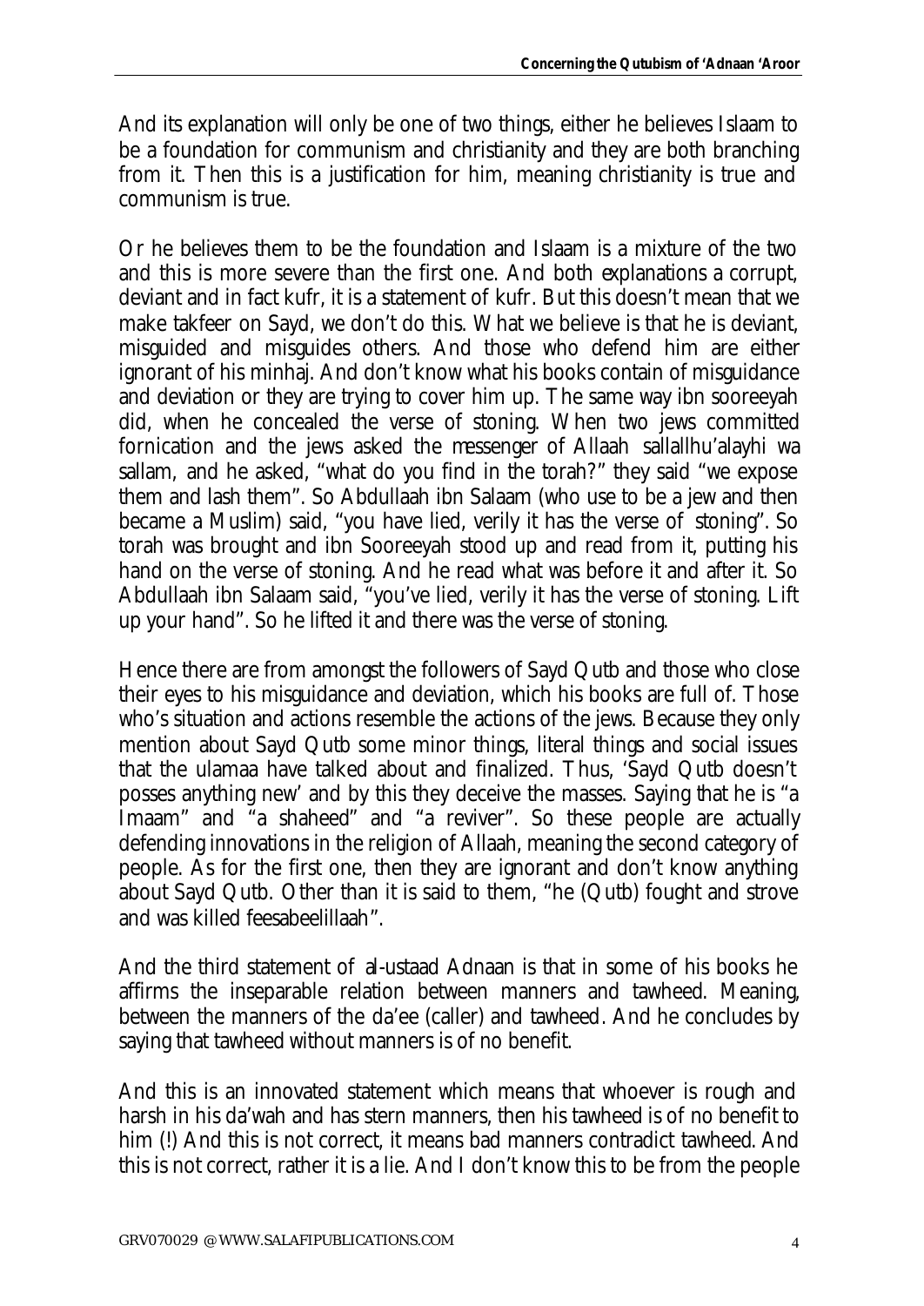And its explanation will only be one of two things, either he believes Islaam to be a foundation for communism and christianity and they are both branching from it. Then this is a justification for him, meaning christianity is true and communism is true.

Or he believes them to be the foundation and Islaam is a mixture of the two and this is more severe than the first one. And both explanations a corrupt, deviant and in fact kufr, it is a statement of kufr. But this doesn't mean that we make takfeer on Sayd, we don't do this. What we believe is that he is deviant, misguided and misguides others. And those who defend him are either ignorant of his minhaj. And don't know what his books contain of misguidance and deviation or they are trying to cover him up. The same way ibn sooreeyah did, when he concealed the verse of stoning. When two jews committed fornication and the jews asked the messenger of Allaah sallallhu'alayhi wa sallam, and he asked, "what do you find in the torah?" they said "we expose them and lash them". So Abdullaah ibn Salaam (who use to be a jew and then became a Muslim) said, "you have lied, verily it has the verse of stoning". So torah was brought and ibn Sooreeyah stood up and read from it, putting his hand on the verse of stoning. And he read what was before it and after it. So Abdullaah ibn Salaam said, "you've lied, verily it has the verse of stoning. Lift up your hand". So he lifted it and there was the verse of stoning.

Hence there are from amongst the followers of Sayd Qutb and those who close their eyes to his misguidance and deviation, which his books are full of. Those who's situation and actions resemble the actions of the jews. Because they only mention about Sayd Qutb some minor things, literal things and social issues that the ulamaa have talked about and finalized. Thus, 'Sayd Qutb doesn't posses anything new' and by this they deceive the masses. Saying that he is "a Imaam" and "a shaheed" and "a reviver". So these people are actually defending innovations in the religion of Allaah, meaning the second category of people. As for the first one, then they are ignorant and don't know anything about Sayd Qutb. Other than it is said to them, "he (Qutb) fought and strove and was killed feesabeelillaah".

And the third statement of al-ustaad Adnaan is that in some of his books he affirms the inseparable relation between manners and tawheed. Meaning, between the manners of the da'ee (caller) and tawheed. And he concludes by saying that tawheed without manners is of no benefit.

And this is an innovated statement which means that whoever is rough and harsh in his da'wah and has stern manners, then his tawheed is of no benefit to him (!) And this is not correct, it means bad manners contradict tawheed. And this is not correct, rather it is a lie. And I don't know this to be from the people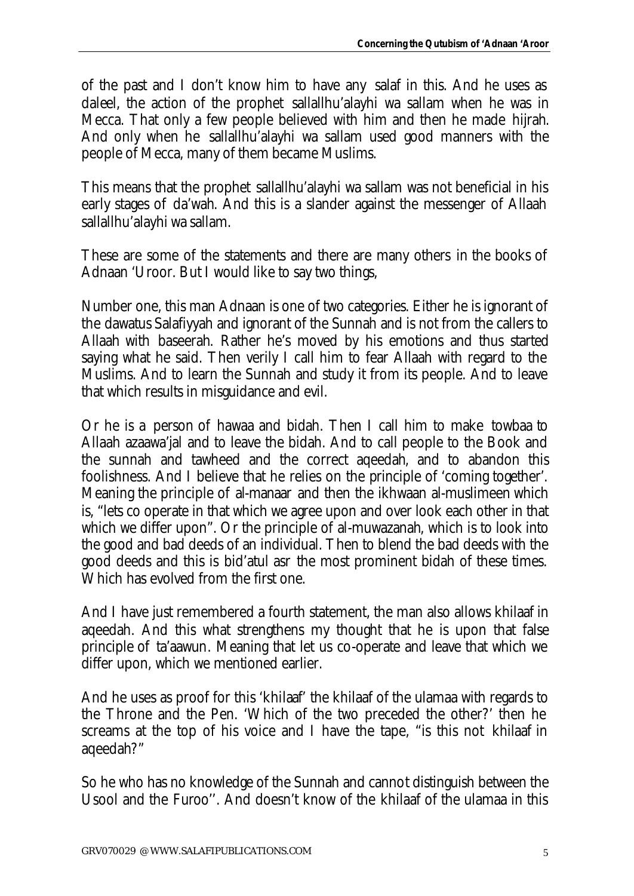of the past and I don't know him to have any salaf in this. And he uses as daleel, the action of the prophet sallallhu'alayhi wa sallam when he was in Mecca. That only a few people believed with him and then he made hijrah. And only when he sallallhu'alayhi wa sallam used good manners with the people of Mecca, many of them became Muslims.

This means that the prophet sallallhu'alayhi wa sallam was not beneficial in his early stages of da'wah. And this is a slander against the messenger of Allaah sallallhu'alayhi wa sallam.

These are some of the statements and there are many others in the books of Adnaan 'Uroor. But I would like to say two things,

Number one, this man Adnaan is one of two categories. Either he is ignorant of the dawatus Salafiyyah and ignorant of the Sunnah and is not from the callers to Allaah with baseerah. Rather he's moved by his emotions and thus started saying what he said. Then verily I call him to fear Allaah with regard to the Muslims. And to learn the Sunnah and study it from its people. And to leave that which results in misguidance and evil.

Or he is a person of hawaa and bidah. Then I call him to make towbaa to Allaah azaawa'jal and to leave the bidah. And to call people to the Book and the sunnah and tawheed and the correct aqeedah, and to abandon this foolishness. And I believe that he relies on the principle of 'coming together'. Meaning the principle of al-manaar and then the ikhwaan al-muslimeen which is, "lets co operate in that which we agree upon and over look each other in that which we differ upon". Or the principle of al-muwazanah, which is to look into the good and bad deeds of an individual. Then to blend the bad deeds with the good deeds and this is bid'atul asr the most prominent bidah of these times. Which has evolved from the first one.

And I have just remembered a fourth statement, the man also allows khilaaf in aqeedah. And this what strengthens my thought that he is upon that false principle of ta'aawun. Meaning that let us co-operate and leave that which we differ upon, which we mentioned earlier.

And he uses as proof for this 'khilaaf' the khilaaf of the ulamaa with regards to the Throne and the Pen. 'Which of the two preceded the other?' then he screams at the top of his voice and I have the tape, "is this not khilaaf in aqeedah?"

So he who has no knowledge of the Sunnah and cannot distinguish between the Usool and the Furoo''. And doesn't know of the khilaaf of the ulamaa in this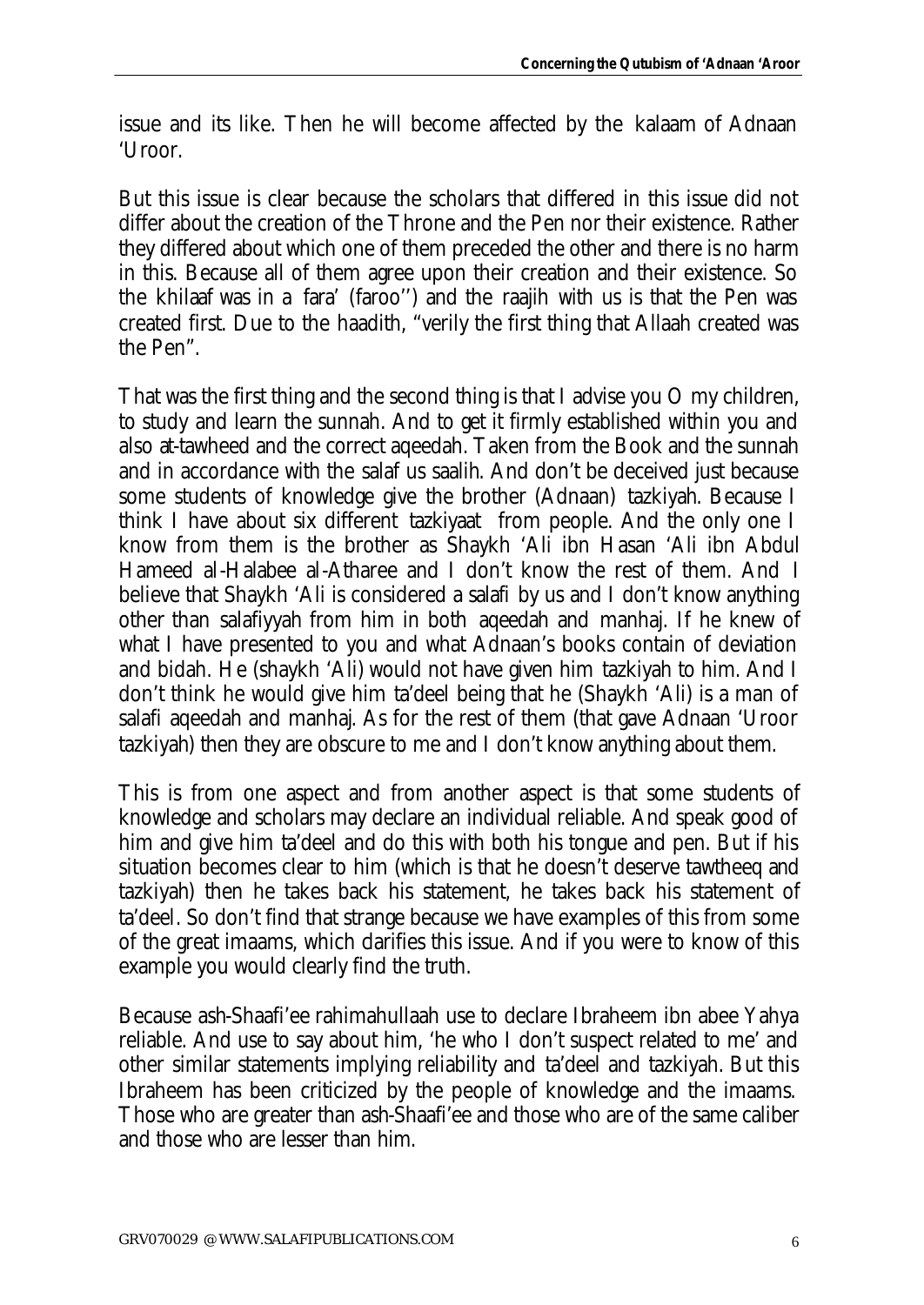issue and its like. Then he will become affected by the kalaam of Adnaan 'Uroor.

But this issue is clear because the scholars that differed in this issue did not differ about the creation of the Throne and the Pen nor their existence. Rather they differed about which one of them preceded the other and there is no harm in this. Because all of them agree upon their creation and their existence. So the khilaaf was in a fara' (faroo'') and the raajih with us is that the Pen was created first. Due to the haadith, "verily the first thing that Allaah created was the Pen".

That was the first thing and the second thing is that I advise you O my children, to study and learn the sunnah. And to get it firmly established within you and also at-tawheed and the correct aqeedah. Taken from the Book and the sunnah and in accordance with the salaf us saalih. And don't be deceived just because some students of knowledge give the brother (Adnaan) tazkiyah. Because I think I have about six different tazkiyaat from people. And the only one I know from them is the brother as Shaykh 'Ali ibn Hasan 'Ali ibn Abdul Hameed al-Halabee al-Atharee and I don't know the rest of them. And I believe that Shaykh 'Ali is considered a salafi by us and I don't know anything other than salafiyyah from him in both aqeedah and manhaj. If he knew of what I have presented to you and what Adnaan's books contain of deviation and bidah. He (shaykh 'Ali) would not have given him tazkiyah to him. And I don't think he would give him ta'deel being that he (Shaykh 'Ali) is a man of salafi aqeedah and manhaj. As for the rest of them (that gave Adnaan 'Uroor tazkiyah) then they are obscure to me and I don't know anything about them.

This is from one aspect and from another aspect is that some students of knowledge and scholars may declare an individual reliable. And speak good of him and give him ta'deel and do this with both his tongue and pen. But if his situation becomes clear to him (which is that he doesn't deserve tawtheeq and tazkiyah) then he takes back his statement, he takes back his statement of ta'deel. So don't find that strange because we have examples of this from some of the great imaams, which clarifies this issue. And if you were to know of this example you would clearly find the truth.

Because ash-Shaafi'ee rahimahullaah use to declare Ibraheem ibn abee Yahya reliable. And use to say about him, 'he who I don't suspect related to me' and other similar statements implying reliability and ta'deel and tazkiyah. But this Ibraheem has been criticized by the people of knowledge and the imaams. Those who are greater than ash-Shaafi'ee and those who are of the same caliber and those who are lesser than him.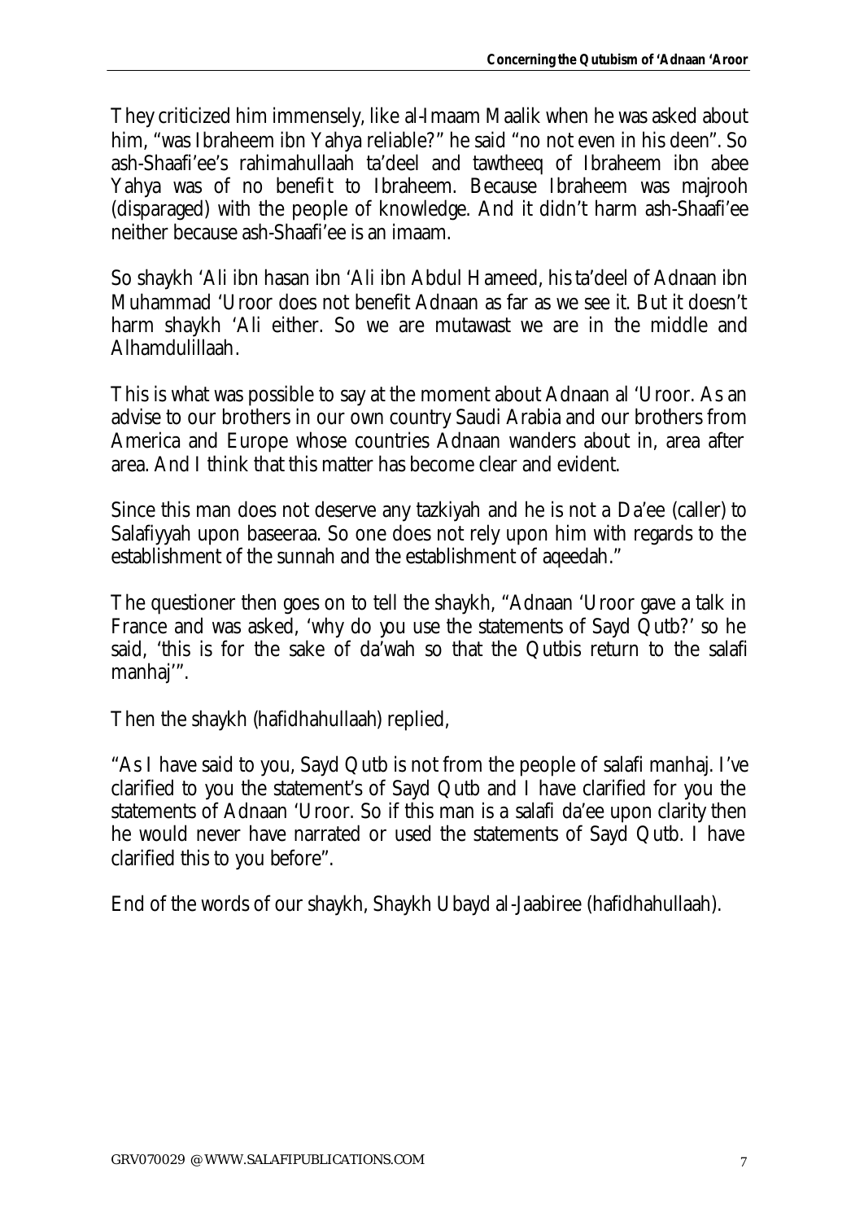They criticized him immensely, like al-Imaam Maalik when he was asked about him, "was Ibraheem ibn Yahya reliable?" he said "no not even in his deen". So ash-Shaafi'ee's rahimahullaah ta'deel and tawtheeq of Ibraheem ibn abee Yahya was of no benefit to Ibraheem. Because Ibraheem was majrooh (disparaged) with the people of knowledge. And it didn't harm ash-Shaafi'ee neither because ash-Shaafi'ee is an imaam.

So shaykh 'Ali ibn hasan ibn 'Ali ibn Abdul Hameed, his ta'deel of Adnaan ibn Muhammad 'Uroor does not benefit Adnaan as far as we see it. But it doesn't harm shaykh 'Ali either. So we are mutawast we are in the middle and Alhamdulillaah.

This is what was possible to say at the moment about Adnaan al 'Uroor. As an advise to our brothers in our own country Saudi Arabia and our brothers from America and Europe whose countries Adnaan wanders about in, area after area. And I think that this matter has become clear and evident.

Since this man does not deserve any tazkiyah and he is not a Da'ee (caller) to Salafiyyah upon baseeraa. So one does not rely upon him with regards to the establishment of the sunnah and the establishment of aqeedah."

The questioner then goes on to tell the shaykh, "Adnaan 'Uroor gave a talk in France and was asked, 'why do you use the statements of Sayd Qutb?' so he said, 'this is for the sake of da'wah so that the Qutbis return to the salafi manhaj'".

Then the shaykh (hafidhahullaah) replied,

"As I have said to you, Sayd Qutb is not from the people of salafi manhaj. I've clarified to you the statement's of Sayd Qutb and I have clarified for you the statements of Adnaan 'Uroor. So if this man is a salafi da'ee upon clarity then he would never have narrated or used the statements of Sayd Qutb. I have clarified this to you before".

End of the words of our shaykh, Shaykh Ubayd al-Jaabiree (hafidhahullaah).